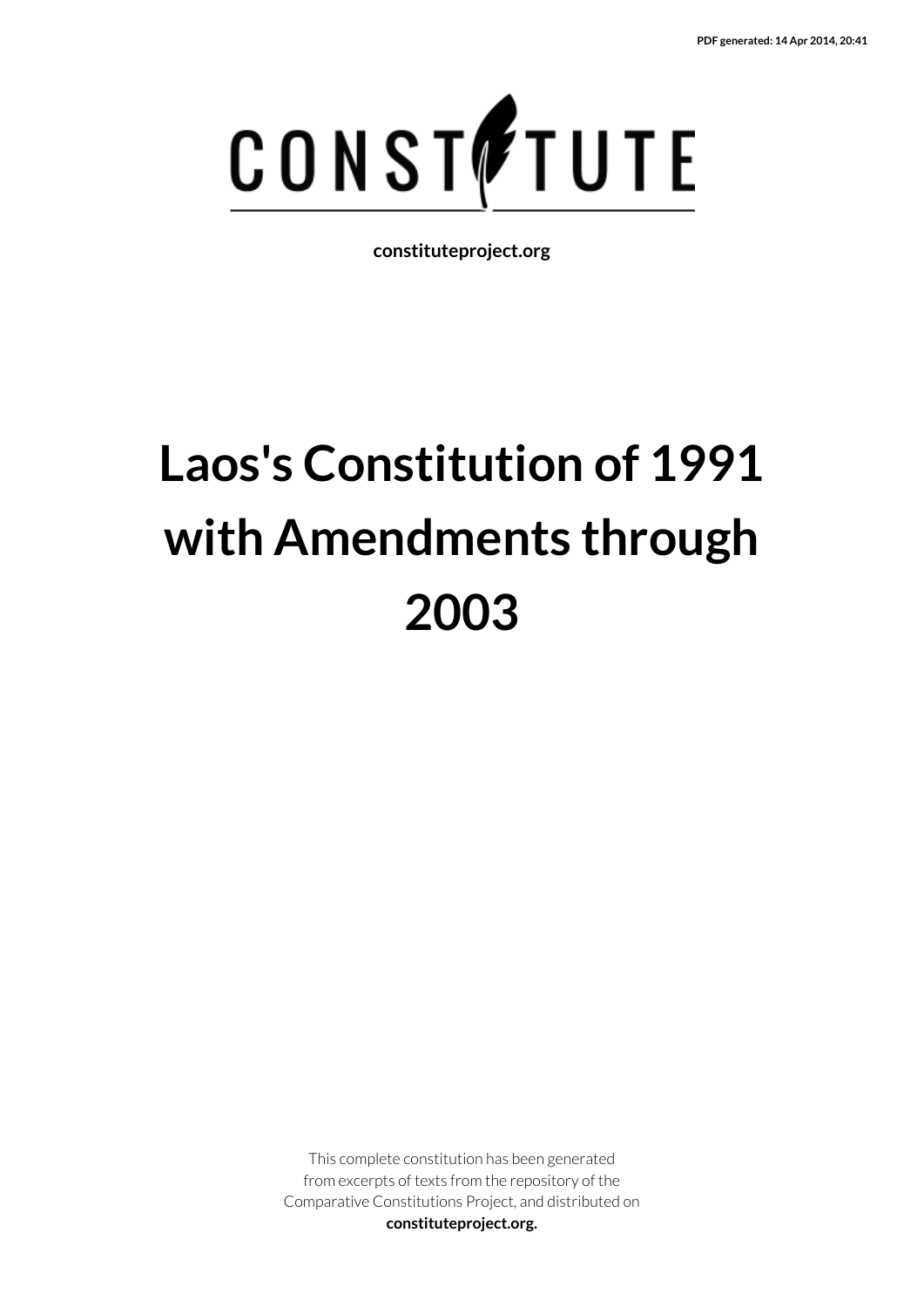PDF generated: 14 Apr 2014, 20:41

CONSTITUTE

constituteproject.org

# Laos's Constitution of 1991 with Amendments through 2003

This complete constitution has been generated from excerpts of texts from the repository of the Comparative Constitutions Project, and distributed on **constituteproject.org.**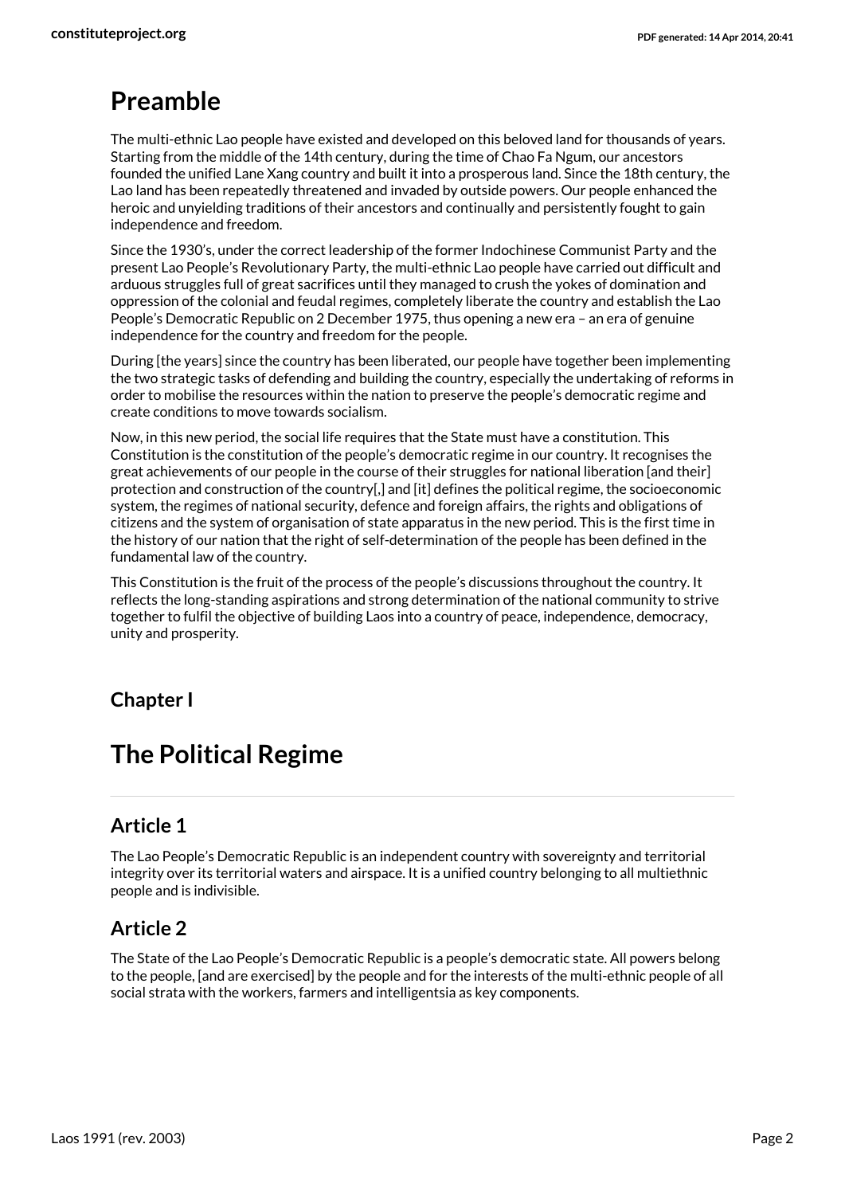# Preamble

The multi-ethnic Lao people have existed and developed on this beloved land for thousands of years. Starting from the middle of the 14th century, during the time of Chao Fa Ngum, our ancestors founded the unified Lane Xang country and built it into a prosperous land. Since the 18th century, the Lao land has been repeatedly threatened and invaded by outside powers. Our people enhanced the heroic and unyielding traditions of their ancestors and continually and persistently fought to gain independence and freedom.

Since the 1930's, under the correct leadership of the former Indochinese Communist Party and the present Lao People's Revolutionary Party, the multi-ethnic Lao people have carried out difficult and arduous struggles full of great sacrifices until they managed to crush the yokes of domination and oppression of the colonial and feudal regimes, completely liberate the country and establish the Lao People's Democratic Republic on 2 December 1975, thus opening a new era – an era of genuine independence for the country and freedom for the people.

During [the years] since the country has been liberated, our people have together been implementing the two strategic tasks of defending and building the country, especially the undertaking of reforms in order to mobilise the resources within the nation to preserve the people's democratic regime and create conditions to move towards socialism.

Now, in this new period, the social life requires that the State must have a constitution. This Constitution is the constitution of the people's democratic regime in our country. It recognises the great achievements of our people in the course of their struggles for national liberation [and their] protection and construction of the country[,] and [it] defines the political regime, the socioeconomic system, the regimes of national security, defence and foreign affairs, the rights and obligations of citizens and the system of organisation of state apparatus in the new period. This is the first time in the history of our nation that the right of self-determination of the people has been defined in the fundamental law of the country.

This Constitution is the fruit of the process of the people's discussions throughout the country. It reflects the long-standing aspirations and strong determination of the national community to strive together to fulfil the objective of building Laos into a country of peace, independence, democracy, unity and prosperity.

### Chapter I

# The Political Regime

## Article 1

The Lao People's Democratic Republic is an independent country with sovereignty and territorial integrity over its territorial waters and airspace. It is a unified country belonging to all multiethnic people and is indivisible.

## Article 2

The State of the Lao People's Democratic Republic is a people's democratic state. All powers belong to the people, [and are exercised] by the people and for the interests of the multi-ethnic people of all social strata with the workers, farmers and intelligentsia as key components.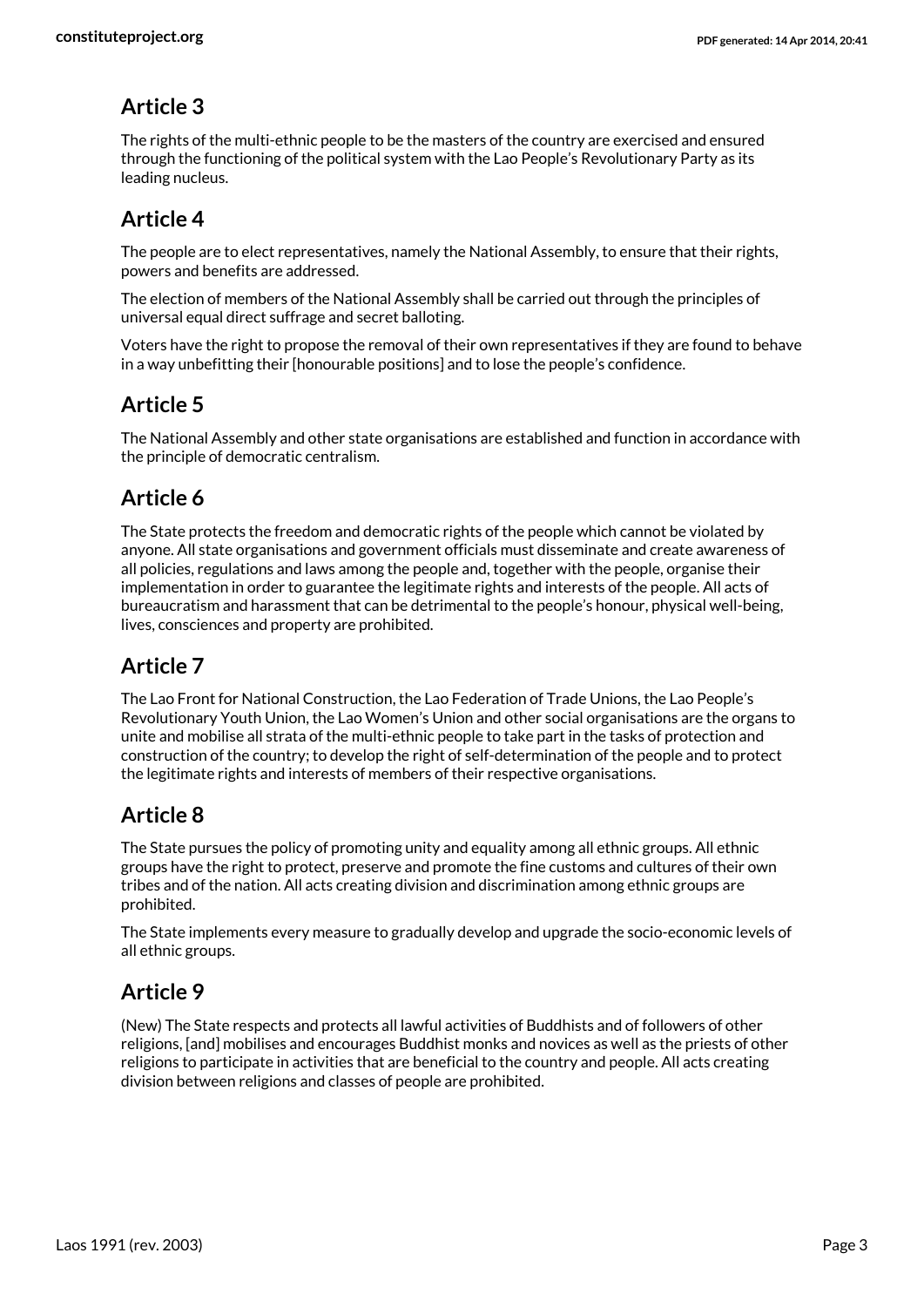## Article 3

The rights of the multi-ethnic people to be the masters of the country are exercised and ensured through the functioning of the political system with the Lao People's Revolutionary Party as its leading nucleus.

## Article 4

The people are to elect representatives, namely the National Assembly, to ensure that their rights, powers and benefits are addressed.

The election of members of the National Assembly shall be carried out through the principles of universal equal direct suffrage and secret balloting.

Voters have the right to propose the removal of their own representatives if they are found to behave in a way unbefitting their [honourable positions] and to lose the people's confidence.

## Article 5

The National Assembly and other state organisations are established and function in accordance with the principle of democratic centralism.

## Article 6

The State protects the freedom and democratic rights of the people which cannot be violated by anyone. All state organisations and government officials must disseminate and create awareness of all policies, regulations and laws among the people and, together with the people, organise their implementation in order to guarantee the legitimate rights and interests of the people. All acts of bureaucratism and harassment that can be detrimental to the people's honour, physical well-being, lives, consciences and property are prohibited.

## Article 7

The Lao Front for National Construction, the Lao Federation of Trade Unions, the Lao People's Revolutionary Youth Union, the Lao Women's Union and other social organisations are the organs to unite and mobilise all strata of the multi-ethnic people to take part in the tasks of protection and construction of the country; to develop the right of self-determination of the people and to protect the legitimate rights and interests of members of their respective organisations.

## Article 8

The State pursues the policy of promoting unity and equality among all ethnic groups. All ethnic groups have the right to protect, preserve and promote the fine customs and cultures of their own tribes and of the nation. All acts creating division and discrimination among ethnic groups are prohibited.

The State implements every measure to gradually develop and upgrade the socio-economic levels of all ethnic groups.

## Article 9

(New) The State respects and protects all lawful activities of Buddhists and of followers of other religions, [and] mobilises and encourages Buddhist monks and novices as well as the priests of other religions to participate in activities that are beneficial to the country and people. All acts creating division between religions and classes of people are prohibited.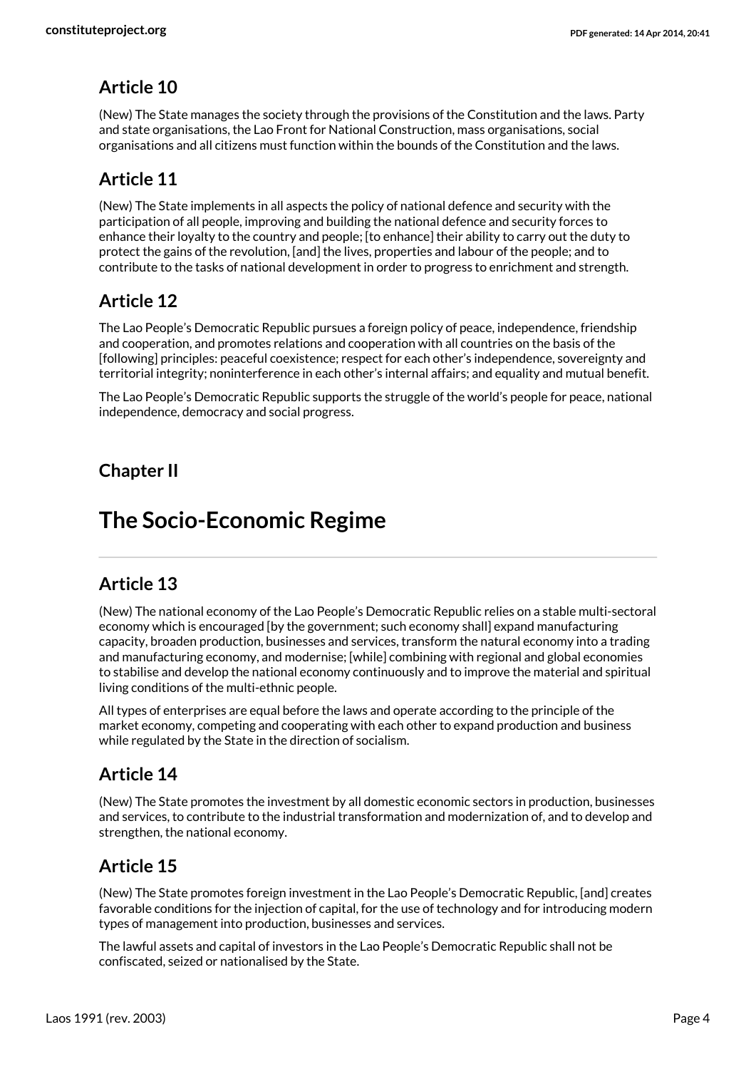### Article 10

(New) The State manages the society through the provisions of the Constitution and the laws. Party and state organisations, the Lao Front for National Construction, mass organisations, social organisations and all citizens must function within the bounds of the Constitution and the laws.

### Article 11

(New) The State implements in all aspects the policy of national defence and security with the participation of all people, improving and building the national defence and security forces to enhance their loyalty to the country and people; [to enhance] their ability to carry out the duty to protect the gains of the revolution, [and] the lives, properties and labour of the people; and to contribute to the tasks of national development in order to progress to enrichment and strength.

### Article 12

The Lao People's Democratic Republic pursues a foreign policy of peace, independence, friendship and cooperation, and promotes relations and cooperation with all countries on the basis of the [following] principles: peaceful coexistence; respect for each other's independence, sovereignty and territorial integrity; noninterference in each other's internal affairs; and equality and mutual benefit.

The Lao People's Democratic Republic supports the struggle of the world's people for peace, national independence, democracy and social progress.

### Chapter II

# The Socio-Economic Regime

### Article 13

(New) The national economy of the Lao People's Democratic Republic relies on a stable multi-sectoral economy which is encouraged [by the government; such economy shall] expand manufacturing capacity, broaden production, businesses and services, transform the natural economy into a trading and manufacturing economy, and modernise; [while] combining with regional and global economies to stabilise and develop the national economy continuously and to improve the material and spiritual living conditions of the multi-ethnic people.

All types of enterprises are equal before the laws and operate according to the principle of the market economy, competing and cooperating with each other to expand production and business while regulated by the State in the direction of socialism.

### Article 14

(New) The State promotes the investment by all domestic economic sectors in production, businesses and services, to contribute to the industrial transformation and modernization of, and to develop and strengthen, the national economy.

### Article 15

(New) The State promotes foreign investment in the Lao People's Democratic Republic, [and] creates favorable conditions for the injection of capital, for the use of technology and for introducing modern types of management into production, businesses and services.

The lawful assets and capital of investors in the Lao People's Democratic Republic shall not be confiscated, seized or nationalised by the State.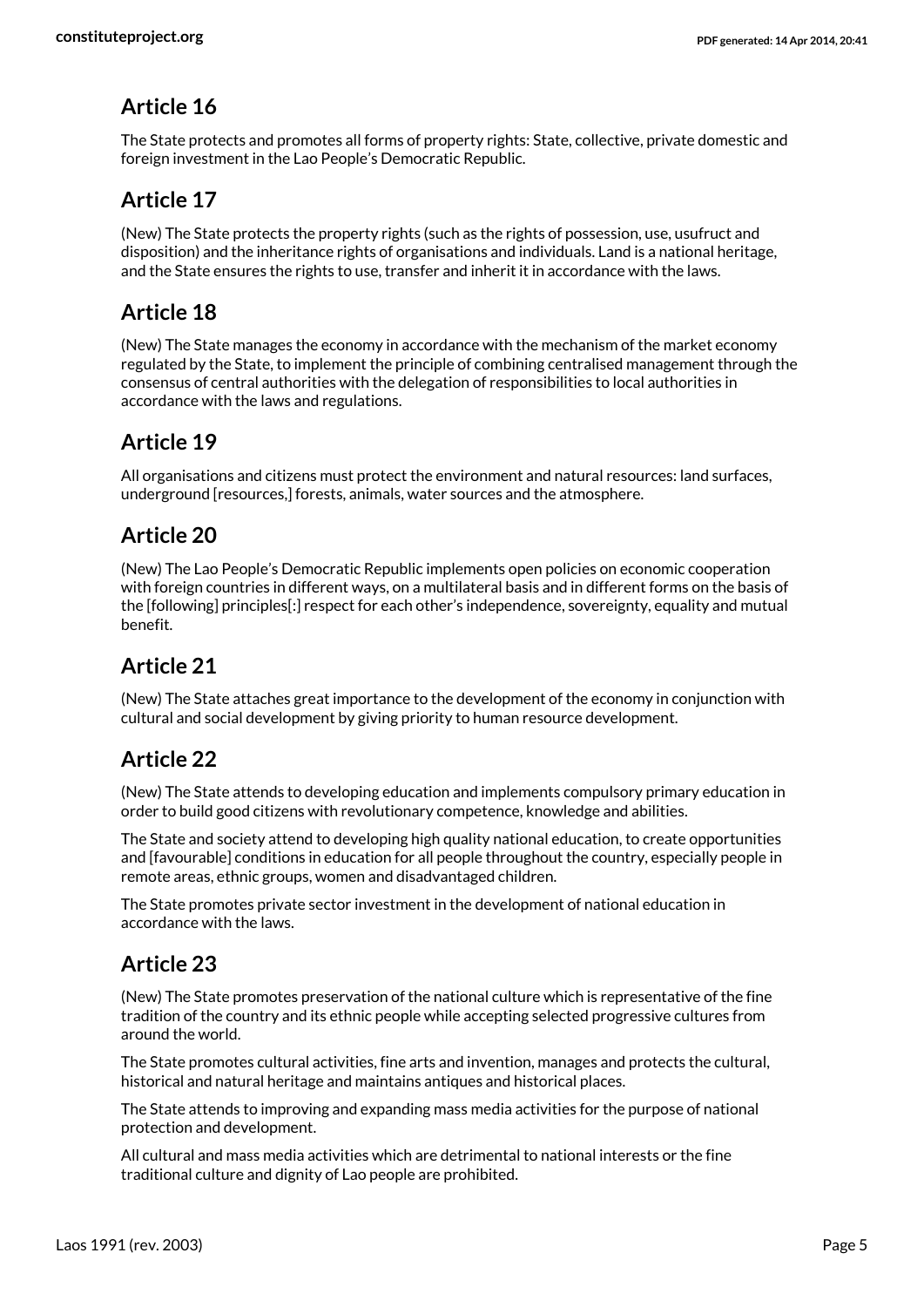## Article 16

The State protects and promotes all forms of property rights: State, collective, private domestic and foreign investment in the Lao People's Democratic Republic.

## Article 17

(New) The State protects the property rights (such as the rights of possession, use, usufruct and disposition) and the inheritance rights of organisations and individuals. Land is a national heritage, and the State ensures the rights to use, transfer and inherit it in accordance with the laws.

## Article 18

(New) The State manages the economy in accordance with the mechanism of the market economy regulated by the State, to implement the principle of combining centralised management through the consensus of central authorities with the delegation of responsibilities to local authorities in accordance with the laws and regulations.

## Article 19

All organisations and citizens must protect the environment and natural resources: land surfaces, underground [resources,] forests, animals, water sources and the atmosphere.

## Article 20

(New) The Lao People's Democratic Republic implements open policies on economic cooperation with foreign countries in different ways, on a multilateral basis and in different forms on the basis of the [following] principles[:] respect for each other's independence, sovereignty, equality and mutual benefit.

## Article 21

(New) The State attaches great importance to the development of the economy in conjunction with cultural and social development by giving priority to human resource development.

## Article 22

(New) The State attends to developing education and implements compulsory primary education in order to build good citizens with revolutionary competence, knowledge and abilities.

The State and society attend to developing high quality national education, to create opportunities and [favourable] conditions in education for all people throughout the country, especially people in remote areas, ethnic groups, women and disadvantaged children.

The State promotes private sector investment in the development of national education in accordance with the laws.

## Article 23

(New) The State promotes preservation of the national culture which is representative of the fine tradition of the country and its ethnic people while accepting selected progressive cultures from around the world.

The State promotes cultural activities, fine arts and invention, manages and protects the cultural, historical and natural heritage and maintains antiques and historical places.

The State attends to improving and expanding mass media activities for the purpose of national protection and development.

All cultural and mass media activities which are detrimental to national interests or the fine traditional culture and dignity of Lao people are prohibited.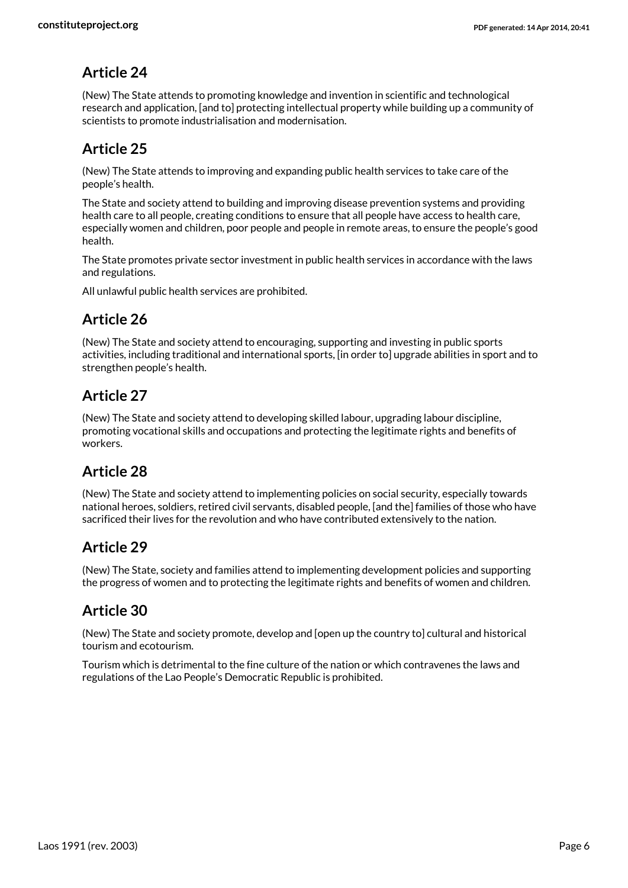## Article 24

(New) The State attends to promoting knowledge and invention in scientific and technological research and application, [and to] protecting intellectual property while building up a community of scientists to promote industrialisation and modernisation.

## Article 25

(New) The State attends to improving and expanding public health services to take care of the people's health.

The State and society attend to building and improving disease prevention systems and providing health care to all people, creating conditions to ensure that all people have access to health care, especially women and children, poor people and people in remote areas, to ensure the people's good health.

The State promotes private sector investment in public health services in accordance with the laws and regulations.

All unlawful public health services are prohibited.

## Article 26

(New) The State and society attend to encouraging, supporting and investing in public sports activities, including traditional and international sports, [in order to] upgrade abilities in sport and to strengthen people's health.

## Article 27

(New) The State and society attend to developing skilled labour, upgrading labour discipline, promoting vocational skills and occupations and protecting the legitimate rights and benefits of workers.

## Article 28

(New) The State and society attend to implementing policies on social security, especially towards national heroes, soldiers, retired civil servants, disabled people, [and the] families of those who have sacrificed their lives for the revolution and who have contributed extensively to the nation.

## Article 29

(New) The State, society and families attend to implementing development policies and supporting the progress of women and to protecting the legitimate rights and benefits of women and children.

## Article 30

(New) The State and society promote, develop and [open up the country to] cultural and historical tourism and ecotourism.

Tourism which is detrimental to the fine culture of the nation or which contravenes the laws and regulations of the Lao People's Democratic Republic is prohibited.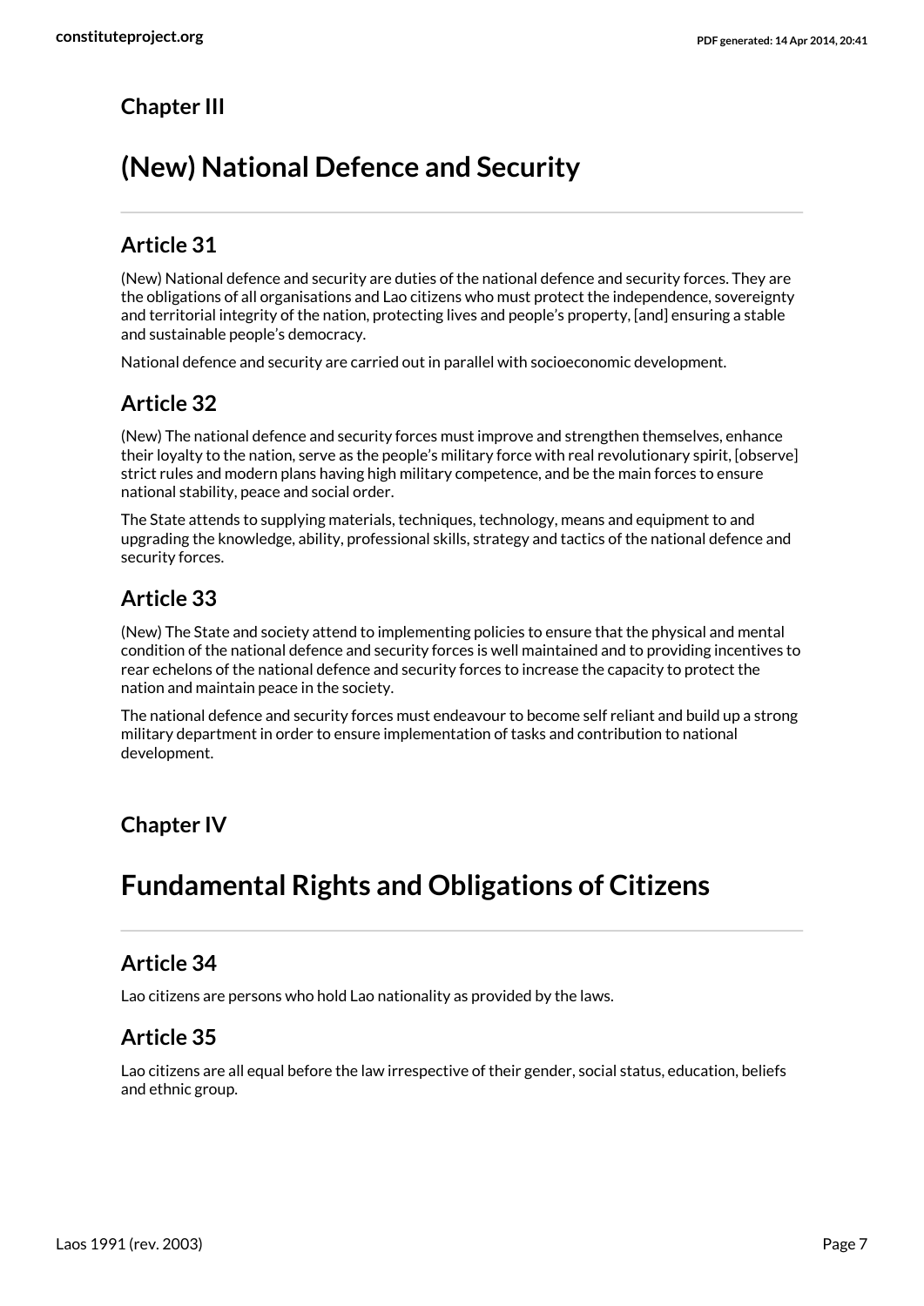## Chapter III

# (New) National Defence and Security

### Article 31

(New) National defence and security are duties of the national defence and security forces. They are the obligations of all organisations and Lao citizens who must protect the independence, sovereignty and territorial integrity of the nation, protecting lives and people's property, [and] ensuring a stable and sustainable people's democracy.

National defence and security are carried out in parallel with socioeconomic development.

### Article 32

(New) The national defence and security forces must improve and strengthen themselves, enhance their loyalty to the nation, serve as the people's military force with real revolutionary spirit, [observe] strict rules and modern plans having high military competence, and be the main forces to ensure national stability, peace and social order.

The State attends to supplying materials, techniques, technology, means and equipment to and upgrading the knowledge, ability, professional skills, strategy and tactics of the national defence and security forces.

### Article 33

(New) The State and society attend to implementing policies to ensure that the physical and mental condition of the national defence and security forces is well maintained and to providing incentives to rear echelons of the national defence and security forces to increase the capacity to protect the nation and maintain peace in the society.

The national defence and security forces must endeavour to become self reliant and build up a strong military department in order to ensure implementation of tasks and contribution to national development.

## Chapter IV

# Fundamental Rights and Obligations of Citizens

### Article 34

Lao citizens are persons who hold Lao nationality as provided by the laws.

### Article 35

Lao citizens are all equal before the law irrespective of their gender, social status, education, beliefs and ethnic group.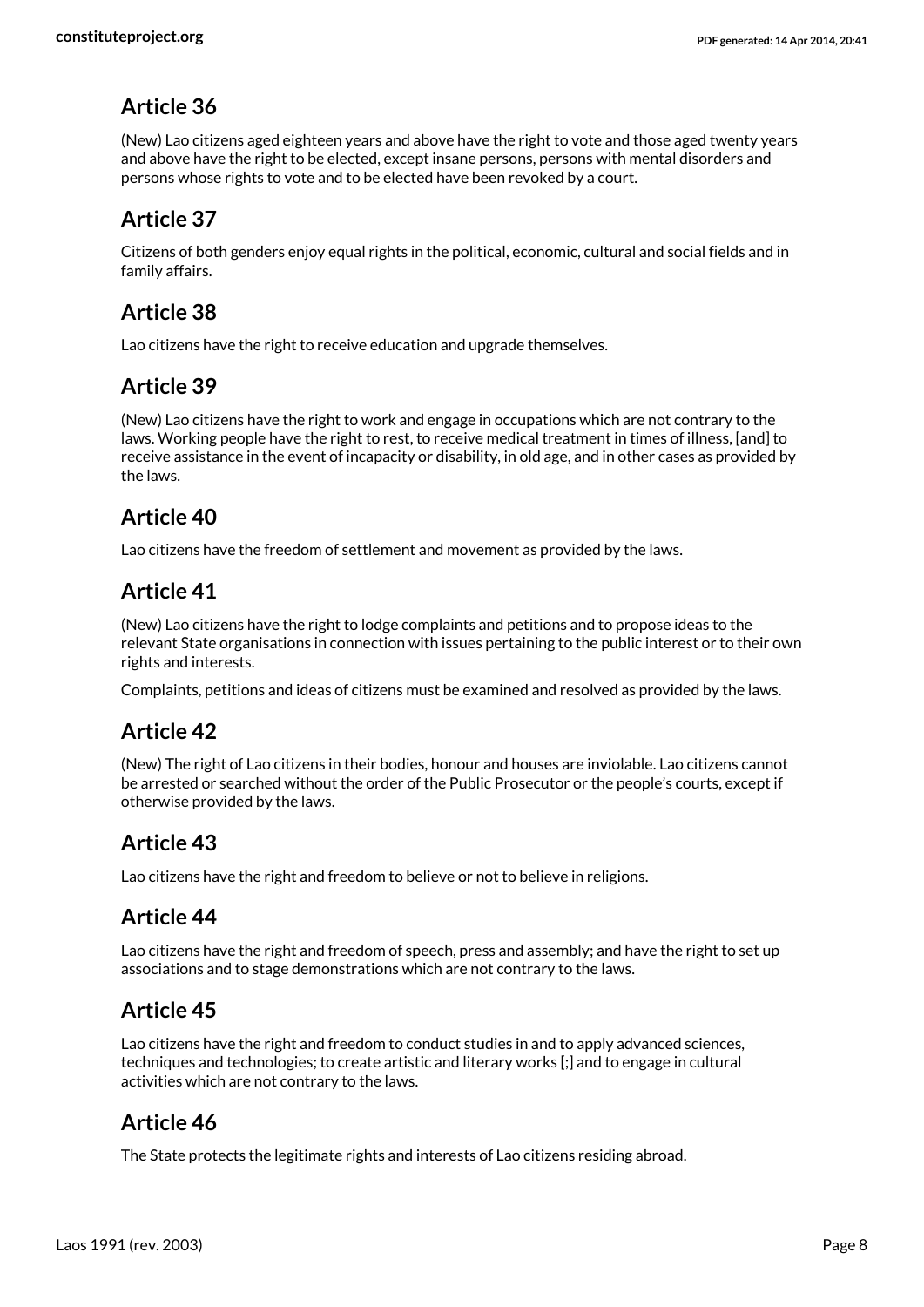## Article 36

(New) Lao citizens aged eighteen years and above have the right to vote and those aged twenty years and above have the right to be elected, except insane persons, persons with mental disorders and persons whose rights to vote and to be elected have been revoked by a court.

## Article 37

Citizens of both genders enjoy equal rights in the political, economic, cultural and social fields and in family affairs.

## Article 38

Lao citizens have the right to receive education and upgrade themselves.

## Article 39

(New) Lao citizens have the right to work and engage in occupations which are not contrary to the laws. Working people have the right to rest, to receive medical treatment in times of illness, [and] to receive assistance in the event of incapacity or disability, in old age, and in other cases as provided by the laws.

## Article 40

Lao citizens have the freedom of settlement and movement as provided by the laws.

## Article 41

(New) Lao citizens have the right to lodge complaints and petitions and to propose ideas to the relevant State organisations in connection with issues pertaining to the public interest or to their own rights and interests.

Complaints, petitions and ideas of citizens must be examined and resolved as provided by the laws.

## Article 42

(New) The right of Lao citizens in their bodies, honour and houses are inviolable. Lao citizens cannot be arrested or searched without the order of the Public Prosecutor or the people's courts, except if otherwise provided by the laws.

## Article 43

Lao citizens have the right and freedom to believe or not to believe in religions.

## Article 44

Lao citizens have the right and freedom of speech, press and assembly; and have the right to set up associations and to stage demonstrations which are not contrary to the laws.

## Article 45

Lao citizens have the right and freedom to conduct studies in and to apply advanced sciences, techniques and technologies; to create artistic and literary works [;] and to engage in cultural activities which are not contrary to the laws.

## Article 46

The State protects the legitimate rights and interests of Lao citizens residing abroad.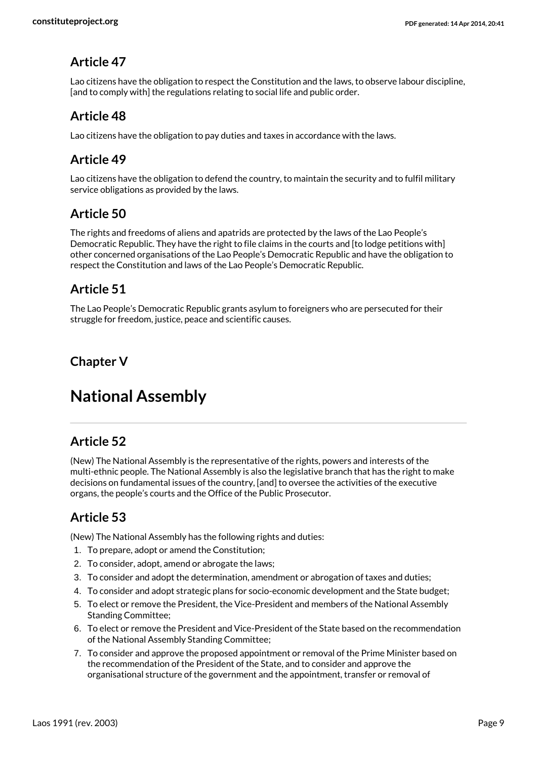### Article 47

Lao citizens have the obligation to respect the Constitution and the laws, to observe labour discipline, [and to comply with] the regulations relating to social life and public order.

### Article 48

Lao citizens have the obligation to pay duties and taxes in accordance with the laws.

### Article 49

Lao citizens have the obligation to defend the country, to maintain the security and to fulfil military service obligations as provided by the laws.

### Article 50

The rights and freedoms of aliens and apatrids are protected by the laws of the Lao People's Democratic Republic. They have the right to file claims in the courts and [to lodge petitions with] other concerned organisations of the Lao People's Democratic Republic and have the obligation to respect the Constitution and laws of the Lao People's Democratic Republic.

### Article 51

The Lao People's Democratic Republic grants asylum to foreigners who are persecuted for their struggle for freedom, justice, peace and scientific causes.

### Chapter V

# National Assembly

### Article 52

(New) The National Assembly is the representative of the rights, powers and interests of the multi-ethnic people. The National Assembly is also the legislative branch that has the right to make decisions on fundamental issues of the country, [and] to oversee the activities of the executive organs, the people's courts and the Office of the Public Prosecutor.

### Article 53

(New) The National Assembly has the following rights and duties:

1. To prepare, adopt or amend the Constitution;
2. To consider, adopt, amend or abrogate the laws;
3. To consider and adopt the determination, amendment or abrogation of taxes and duties;
4. To consider and adopt strategic plans for socio-economic development and the State budget;
5. To elect or remove the President, the Vice-President and members of the National Assembly Standing Committee;
6. To elect or remove the President and Vice-President of the State based on the recommendation of the National Assembly Standing Committee;
7. To consider and approve the proposed appointment or removal of the Prime Minister based on the recommendation of the President of the State, and to consider and approve the organisational structure of the government and the appointment, transfer or removal of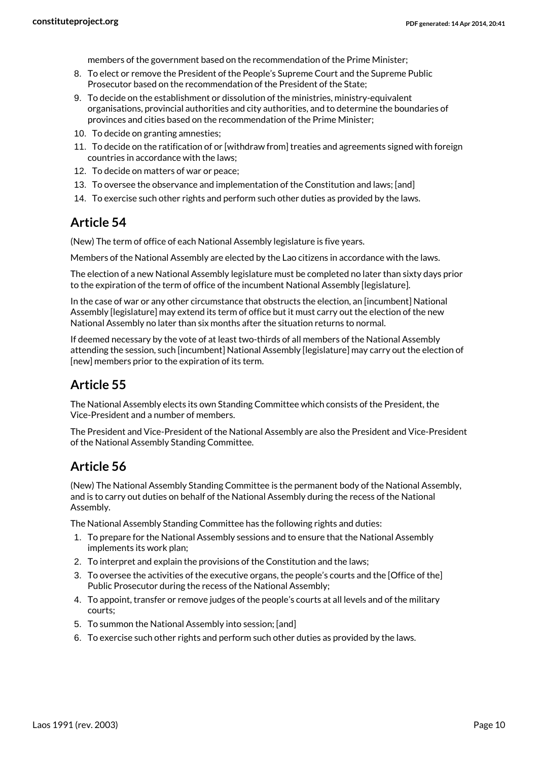members of the government based on the recommendation of the Prime Minister;

8. To elect or remove the President of the People's Supreme Court and the Supreme Public Prosecutor based on the recommendation of the President of the State;
9. To decide on the establishment or dissolution of the ministries, ministry-equivalent organisations, provincial authorities and city authorities, and to determine the boundaries of provinces and cities based on the recommendation of the Prime Minister;
10. To decide on granting amnesties;
11. To decide on the ratification of or [withdraw from] treaties and agreements signed with foreign countries in accordance with the laws;
12. To decide on matters of war or peace;
13. To oversee the observance and implementation of the Constitution and laws; [and]
14. To exercise such other rights and perform such other duties as provided by the laws.

## Article 54

(New) The term of office of each National Assembly legislature is five years.

Members of the National Assembly are elected by the Lao citizens in accordance with the laws.

The election of a new National Assembly legislature must be completed no later than sixty days prior to the expiration of the term of office of the incumbent National Assembly [legislature].

In the case of war or any other circumstance that obstructs the election, an [incumbent] National Assembly [legislature] may extend its term of office but it must carry out the election of the new National Assembly no later than six months after the situation returns to normal.

If deemed necessary by the vote of at least two-thirds of all members of the National Assembly attending the session, such [incumbent] National Assembly [legislature] may carry out the election of [new] members prior to the expiration of its term.

## Article 55

The National Assembly elects its own Standing Committee which consists of the President, the Vice-President and a number of members.

The President and Vice-President of the National Assembly are also the President and Vice-President of the National Assembly Standing Committee.

## Article 56

(New) The National Assembly Standing Committee is the permanent body of the National Assembly, and is to carry out duties on behalf of the National Assembly during the recess of the National Assembly.

The National Assembly Standing Committee has the following rights and duties:

1. To prepare for the National Assembly sessions and to ensure that the National Assembly implements its work plan;
2. To interpret and explain the provisions of the Constitution and the laws;
3. To oversee the activities of the executive organs, the people's courts and the [Office of the] Public Prosecutor during the recess of the National Assembly;
4. To appoint, transfer or remove judges of the people's courts at all levels and of the military courts;
5. To summon the National Assembly into session; [and]
6. To exercise such other rights and perform such other duties as provided by the laws.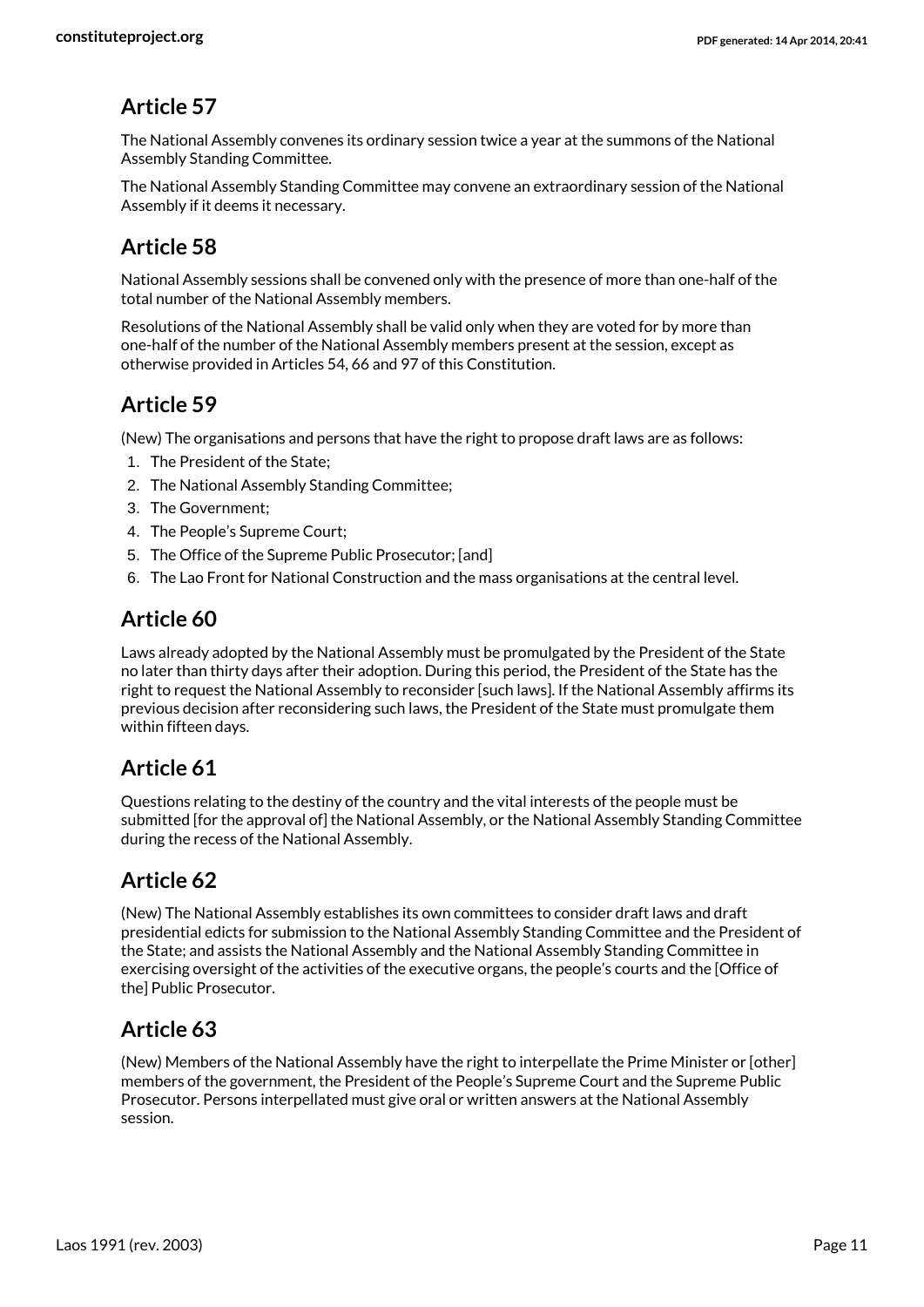## Article 57

The National Assembly convenes its ordinary session twice a year at the summons of the National Assembly Standing Committee.

The National Assembly Standing Committee may convene an extraordinary session of the National Assembly if it deems it necessary.

## Article 58

National Assembly sessions shall be convened only with the presence of more than one-half of the total number of the National Assembly members.

Resolutions of the National Assembly shall be valid only when they are voted for by more than one-half of the number of the National Assembly members present at the session, except as otherwise provided in Articles 54, 66 and 97 of this Constitution.

## Article 59

(New) The organisations and persons that have the right to propose draft laws are as follows:

1. The President of the State;
2. The National Assembly Standing Committee;
3. The Government;
4. The People's Supreme Court;
5. The Office of the Supreme Public Prosecutor; [and]
6. The Lao Front for National Construction and the mass organisations at the central level.

## Article 60

Laws already adopted by the National Assembly must be promulgated by the President of the State no later than thirty days after their adoption. During this period, the President of the State has the right to request the National Assembly to reconsider [such laws]. If the National Assembly affirms its previous decision after reconsidering such laws, the President of the State must promulgate them within fifteen days.

## Article 61

Questions relating to the destiny of the country and the vital interests of the people must be submitted [for the approval of] the National Assembly, or the National Assembly Standing Committee during the recess of the National Assembly.

## Article 62

(New) The National Assembly establishes its own committees to consider draft laws and draft presidential edicts for submission to the National Assembly Standing Committee and the President of the State; and assists the National Assembly and the National Assembly Standing Committee in exercising oversight of the activities of the executive organs, the people's courts and the [Office of the] Public Prosecutor.

## Article 63

(New) Members of the National Assembly have the right to interpellate the Prime Minister or [other] members of the government, the President of the People's Supreme Court and the Supreme Public Prosecutor. Persons interpellated must give oral or written answers at the National Assembly session.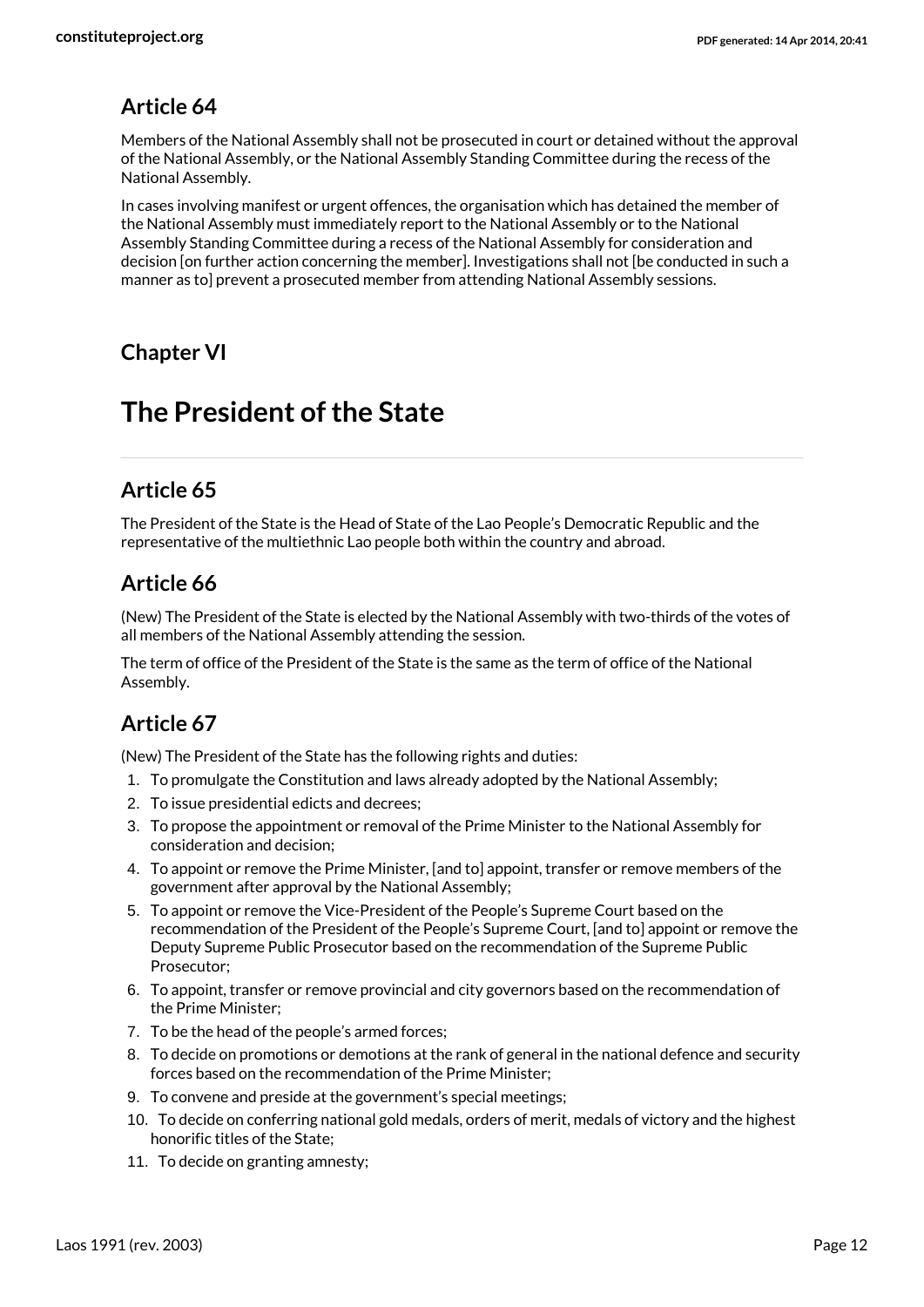### Article 64

Members of the National Assembly shall not be prosecuted in court or detained without the approval of the National Assembly, or the National Assembly Standing Committee during the recess of the National Assembly.

In cases involving manifest or urgent offences, the organisation which has detained the member of the National Assembly must immediately report to the National Assembly or to the National Assembly Standing Committee during a recess of the National Assembly for consideration and decision [on further action concerning the member]. Investigations shall not [be conducted in such a manner as to] prevent a prosecuted member from attending National Assembly sessions.

### Chapter VI

# The President of the State

### Article 65

The President of the State is the Head of State of the Lao People's Democratic Republic and the representative of the multiethnic Lao people both within the country and abroad.

### Article 66

(New) The President of the State is elected by the National Assembly with two-thirds of the votes of all members of the National Assembly attending the session.

The term of office of the President of the State is the same as the term of office of the National Assembly.

### Article 67

(New) The President of the State has the following rights and duties:

1. To promulgate the Constitution and laws already adopted by the National Assembly;
2. To issue presidential edicts and decrees;
3. To propose the appointment or removal of the Prime Minister to the National Assembly for consideration and decision;
4. To appoint or remove the Prime Minister, [and to] appoint, transfer or remove members of the government after approval by the National Assembly;
5. To appoint or remove the Vice-President of the People's Supreme Court based on the recommendation of the President of the People's Supreme Court, [and to] appoint or remove the Deputy Supreme Public Prosecutor based on the recommendation of the Supreme Public Prosecutor;
6. To appoint, transfer or remove provincial and city governors based on the recommendation of the Prime Minister;
7. To be the head of the people's armed forces;
8. To decide on promotions or demotions at the rank of general in the national defence and security forces based on the recommendation of the Prime Minister;
9. To convene and preside at the government's special meetings;
10. To decide on conferring national gold medals, orders of merit, medals of victory and the highest honorific titles of the State;
11. To decide on granting amnesty;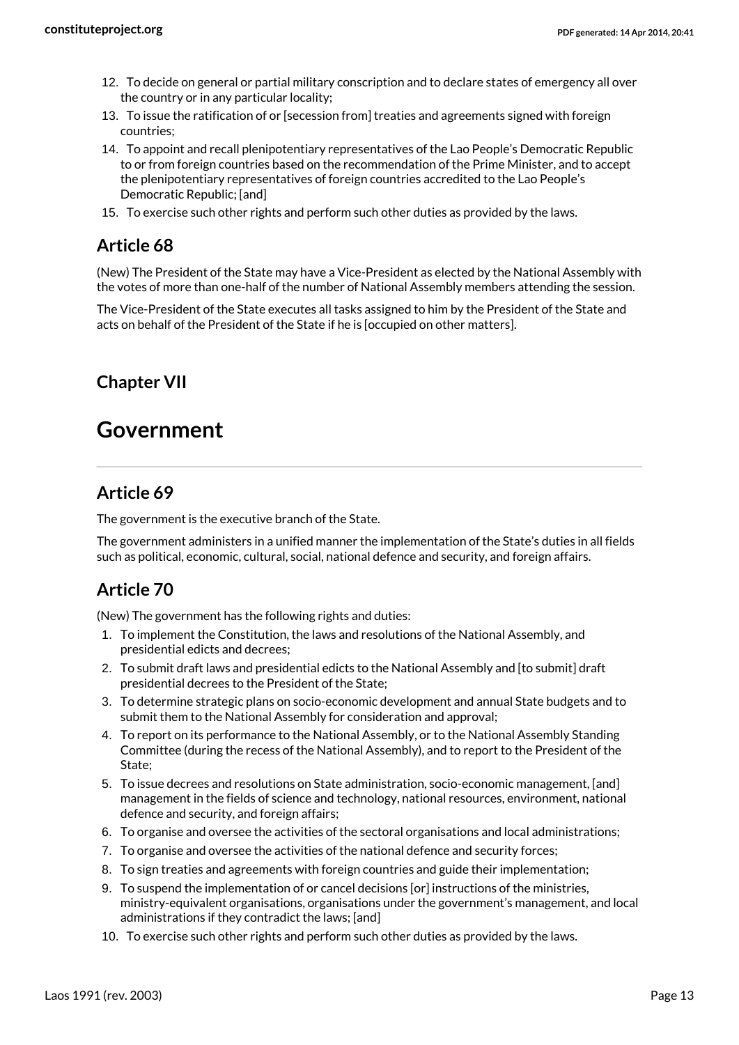12. To decide on general or partial military conscription and to declare states of emergency all over the country or in any particular locality;
13. To issue the ratification of or [secession from] treaties and agreements signed with foreign countries;
14. To appoint and recall plenipotentiary representatives of the Lao People's Democratic Republic to or from foreign countries based on the recommendation of the Prime Minister, and to accept the plenipotentiary representatives of foreign countries accredited to the Lao People's Democratic Republic; [and]
15. To exercise such other rights and perform such other duties as provided by the laws.

## Article 68

(New) The President of the State may have a Vice-President as elected by the National Assembly with the votes of more than one-half of the number of National Assembly members attending the session.

The Vice-President of the State executes all tasks assigned to him by the President of the State and acts on behalf of the President of the State if he is [occupied on other matters].

### Chapter VII

# Government

## Article 69

The government is the executive branch of the State.

The government administers in a unified manner the implementation of the State's duties in all fields such as political, economic, cultural, social, national defence and security, and foreign affairs.

## Article 70

(New) The government has the following rights and duties:

1. To implement the Constitution, the laws and resolutions of the National Assembly, and presidential edicts and decrees;
2. To submit draft laws and presidential edicts to the National Assembly and [to submit] draft presidential decrees to the President of the State;
3. To determine strategic plans on socio-economic development and annual State budgets and to submit them to the National Assembly for consideration and approval;
4. To report on its performance to the National Assembly, or to the National Assembly Standing Committee (during the recess of the National Assembly), and to report to the President of the State;
5. To issue decrees and resolutions on State administration, socio-economic management, [and] management in the fields of science and technology, national resources, environment, national defence and security, and foreign affairs;
6. To organise and oversee the activities of the sectoral organisations and local administrations;
7. To organise and oversee the activities of the national defence and security forces;
8. To sign treaties and agreements with foreign countries and guide their implementation;
9. To suspend the implementation of or cancel decisions [or] instructions of the ministries, ministry-equivalent organisations, organisations under the government's management, and local administrations if they contradict the laws; [and]
10. To exercise such other rights and perform such other duties as provided by the laws.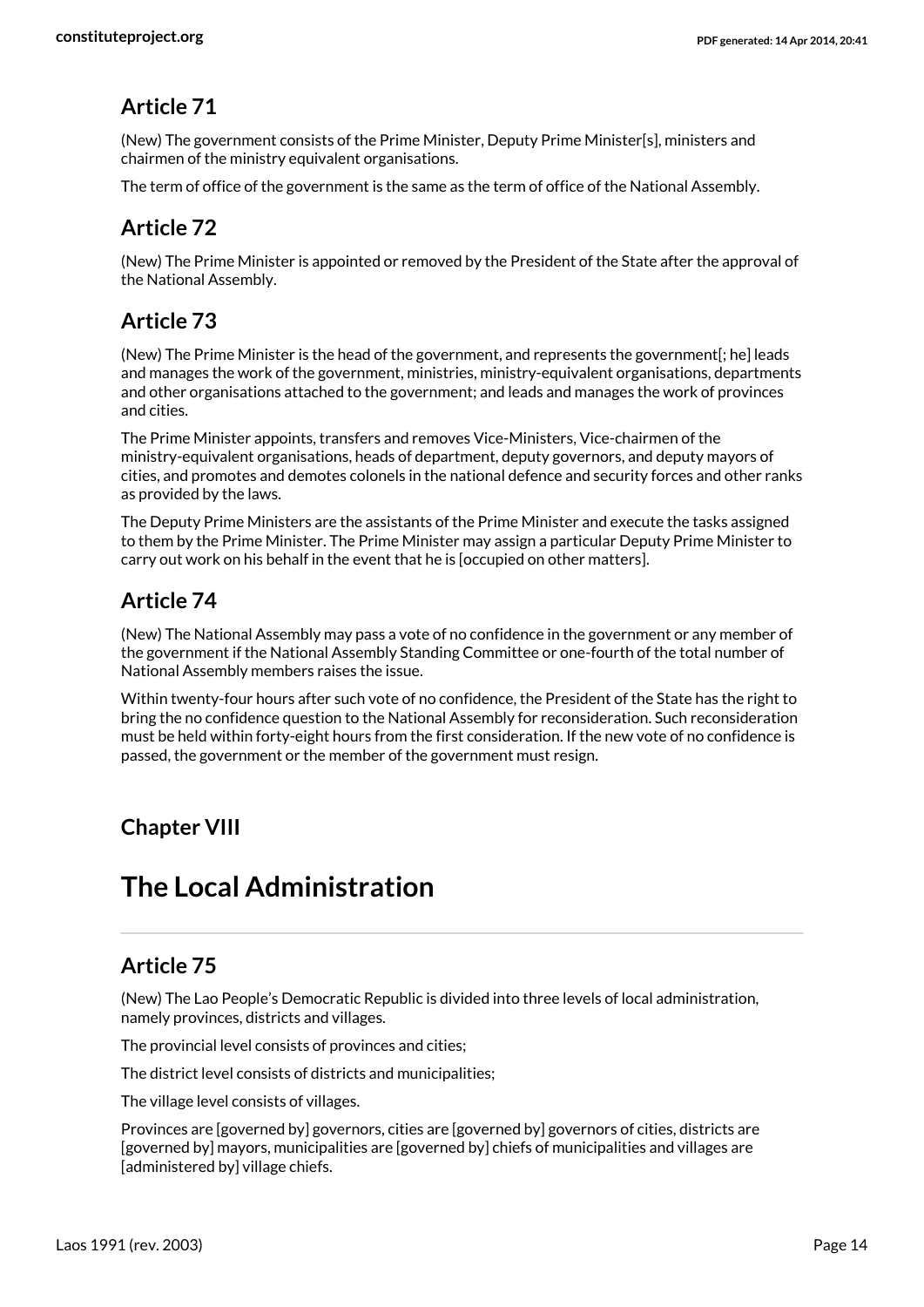## Article 71

(New) The government consists of the Prime Minister, Deputy Prime Minister[s], ministers and chairmen of the ministry equivalent organisations.

The term of office of the government is the same as the term of office of the National Assembly.

## Article 72

(New) The Prime Minister is appointed or removed by the President of the State after the approval of the National Assembly.

## Article 73

(New) The Prime Minister is the head of the government, and represents the government[; he] leads and manages the work of the government, ministries, ministry-equivalent organisations, departments and other organisations attached to the government; and leads and manages the work of provinces and cities.

The Prime Minister appoints, transfers and removes Vice-Ministers, Vice-chairmen of the ministry-equivalent organisations, heads of department, deputy governors, and deputy mayors of cities, and promotes and demotes colonels in the national defence and security forces and other ranks as provided by the laws.

The Deputy Prime Ministers are the assistants of the Prime Minister and execute the tasks assigned to them by the Prime Minister. The Prime Minister may assign a particular Deputy Prime Minister to carry out work on his behalf in the event that he is [occupied on other matters].

## Article 74

(New) The National Assembly may pass a vote of no confidence in the government or any member of the government if the National Assembly Standing Committee or one-fourth of the total number of National Assembly members raises the issue.

Within twenty-four hours after such vote of no confidence, the President of the State has the right to bring the no confidence question to the National Assembly for reconsideration. Such reconsideration must be held within forty-eight hours from the first consideration. If the new vote of no confidence is passed, the government or the member of the government must resign.

### Chapter VIII

# The Local Administration

## Article 75

(New) The Lao People's Democratic Republic is divided into three levels of local administration, namely provinces, districts and villages.

The provincial level consists of provinces and cities;

The district level consists of districts and municipalities;

The village level consists of villages.

Provinces are [governed by] governors, cities are [governed by] governors of cities, districts are [governed by] mayors, municipalities are [governed by] chiefs of municipalities and villages are [administered by] village chiefs.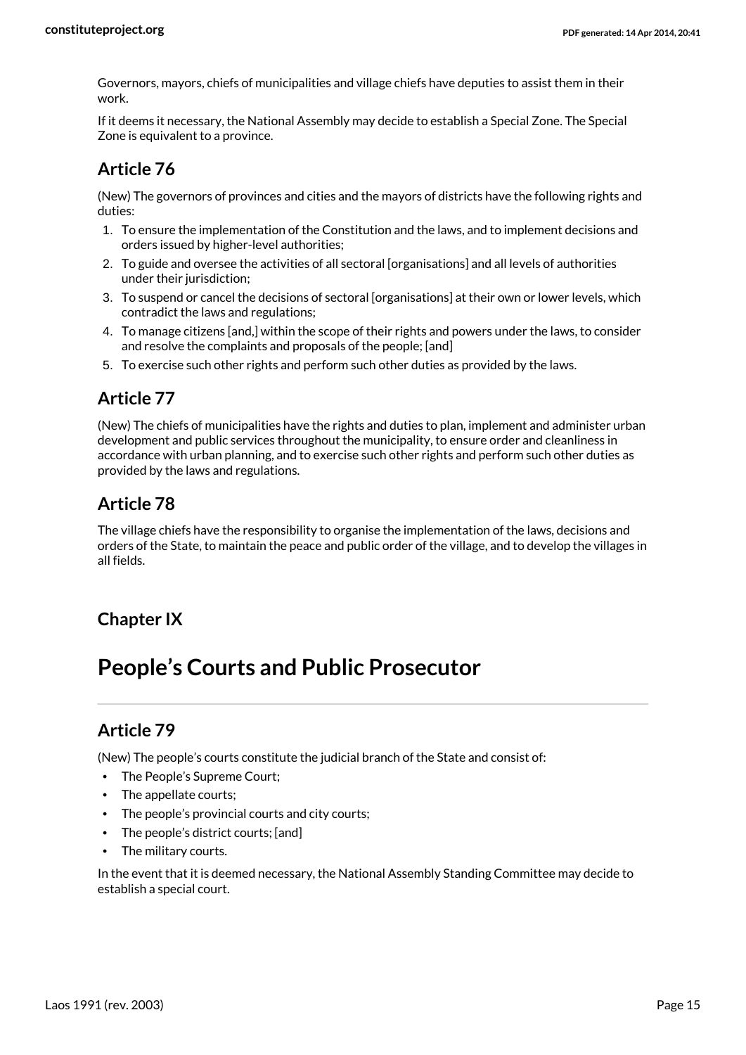Governors, mayors, chiefs of municipalities and village chiefs have deputies to assist them in their work.

If it deems it necessary, the National Assembly may decide to establish a Special Zone. The Special Zone is equivalent to a province.

## Article 76

(New) The governors of provinces and cities and the mayors of districts have the following rights and duties:

1. To ensure the implementation of the Constitution and the laws, and to implement decisions and orders issued by higher-level authorities;
2. To guide and oversee the activities of all sectoral [organisations] and all levels of authorities under their jurisdiction;
3. To suspend or cancel the decisions of sectoral [organisations] at their own or lower levels, which contradict the laws and regulations;
4. To manage citizens [and,] within the scope of their rights and powers under the laws, to consider and resolve the complaints and proposals of the people; [and]
5. To exercise such other rights and perform such other duties as provided by the laws.

## Article 77

(New) The chiefs of municipalities have the rights and duties to plan, implement and administer urban development and public services throughout the municipality, to ensure order and cleanliness in accordance with urban planning, and to exercise such other rights and perform such other duties as provided by the laws and regulations.

## Article 78

The village chiefs have the responsibility to organise the implementation of the laws, decisions and orders of the State, to maintain the peace and public order of the village, and to develop the villages in all fields.

## Chapter IX

# People's Courts and Public Prosecutor

## Article 79

(New) The people's courts constitute the judicial branch of the State and consist of:

- The People's Supreme Court;
- The appellate courts;
- The people's provincial courts and city courts;
- The people's district courts; [and]
- The military courts.

In the event that it is deemed necessary, the National Assembly Standing Committee may decide to establish a special court.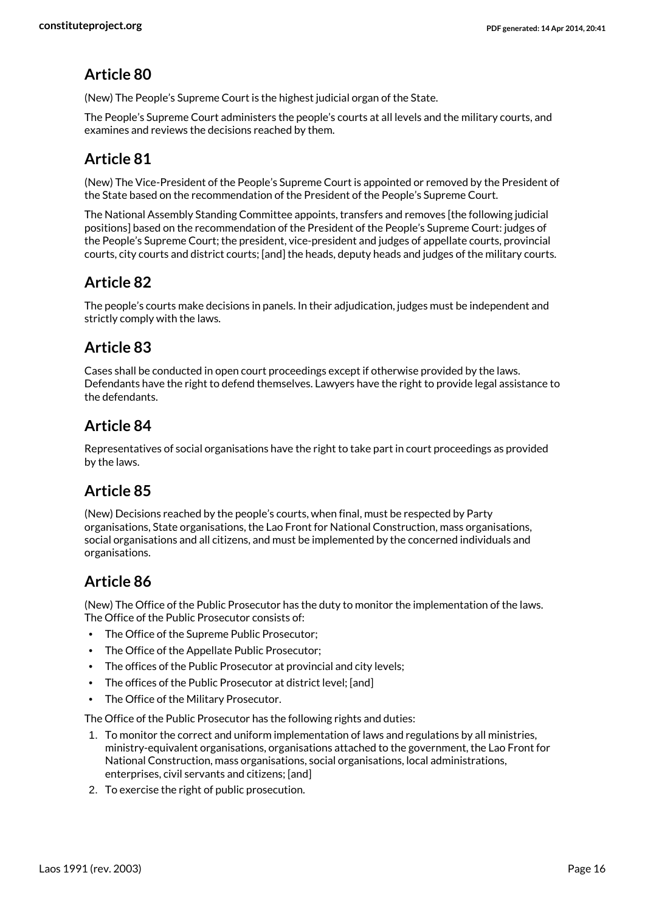## Article 80

(New) The People's Supreme Court is the highest judicial organ of the State.

The People's Supreme Court administers the people's courts at all levels and the military courts, and examines and reviews the decisions reached by them.

## Article 81

(New) The Vice-President of the People's Supreme Court is appointed or removed by the President of the State based on the recommendation of the President of the People's Supreme Court.

The National Assembly Standing Committee appoints, transfers and removes [the following judicial positions] based on the recommendation of the President of the People's Supreme Court: judges of the People's Supreme Court; the president, vice-president and judges of appellate courts, provincial courts, city courts and district courts; [and] the heads, deputy heads and judges of the military courts.

## Article 82

The people's courts make decisions in panels. In their adjudication, judges must be independent and strictly comply with the laws.

## Article 83

Cases shall be conducted in open court proceedings except if otherwise provided by the laws. Defendants have the right to defend themselves. Lawyers have the right to provide legal assistance to the defendants.

## Article 84

Representatives of social organisations have the right to take part in court proceedings as provided by the laws.

## Article 85

(New) Decisions reached by the people's courts, when final, must be respected by Party organisations, State organisations, the Lao Front for National Construction, mass organisations, social organisations and all citizens, and must be implemented by the concerned individuals and organisations.

## Article 86

(New) The Office of the Public Prosecutor has the duty to monitor the implementation of the laws. The Office of the Public Prosecutor consists of:

- The Office of the Supreme Public Prosecutor;
- The Office of the Appellate Public Prosecutor;
- The offices of the Public Prosecutor at provincial and city levels;
- The offices of the Public Prosecutor at district level; [and]
- The Office of the Military Prosecutor.

The Office of the Public Prosecutor has the following rights and duties:

1. To monitor the correct and uniform implementation of laws and regulations by all ministries, ministry-equivalent organisations, organisations attached to the government, the Lao Front for National Construction, mass organisations, social organisations, local administrations, enterprises, civil servants and citizens; [and]
2. To exercise the right of public prosecution.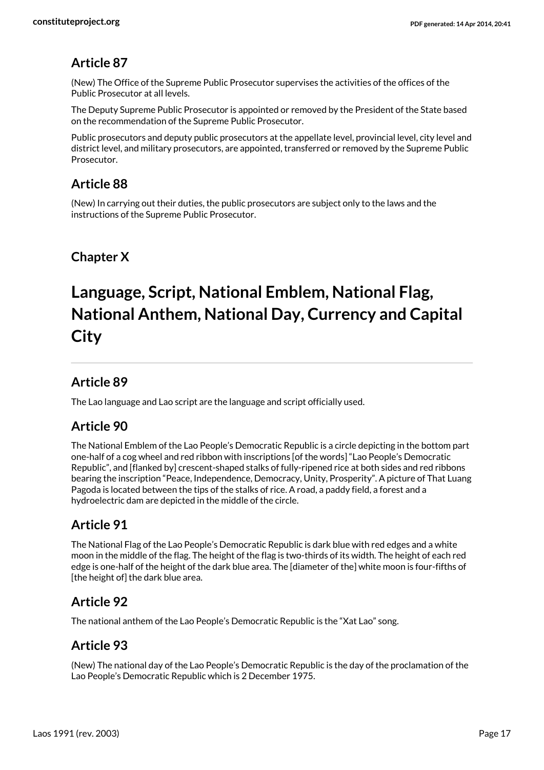## Article 87

(New) The Office of the Supreme Public Prosecutor supervises the activities of the offices of the Public Prosecutor at all levels.

The Deputy Supreme Public Prosecutor is appointed or removed by the President of the State based on the recommendation of the Supreme Public Prosecutor.

Public prosecutors and deputy public prosecutors at the appellate level, provincial level, city level and district level, and military prosecutors, are appointed, transferred or removed by the Supreme Public Prosecutor.

## Article 88

(New) In carrying out their duties, the public prosecutors are subject only to the laws and the instructions of the Supreme Public Prosecutor.

### Chapter X

# Language, Script, National Emblem, National Flag, National Anthem, National Day, Currency and Capital City

## Article 89

The Lao language and Lao script are the language and script officially used.

## Article 90

The National Emblem of the Lao People's Democratic Republic is a circle depicting in the bottom part one-half of a cog wheel and red ribbon with inscriptions [of the words] "Lao People's Democratic Republic", and [flanked by] crescent-shaped stalks of fully-ripened rice at both sides and red ribbons bearing the inscription "Peace, Independence, Democracy, Unity, Prosperity". A picture of That Luang Pagoda is located between the tips of the stalks of rice. A road, a paddy field, a forest and a hydroelectric dam are depicted in the middle of the circle.

## Article 91

The National Flag of the Lao People's Democratic Republic is dark blue with red edges and a white moon in the middle of the flag. The height of the flag is two-thirds of its width. The height of each red edge is one-half of the height of the dark blue area. The [diameter of the] white moon is four-fifths of [the height of] the dark blue area.

## Article 92

The national anthem of the Lao People's Democratic Republic is the "Xat Lao" song.

## Article 93

(New) The national day of the Lao People's Democratic Republic is the day of the proclamation of the Lao People's Democratic Republic which is 2 December 1975.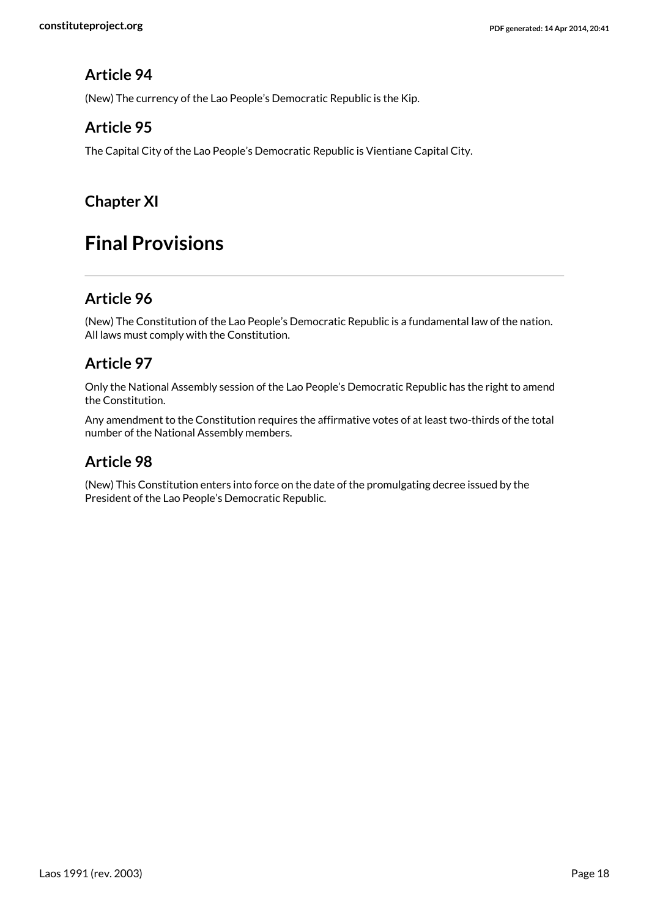### Article 94

(New) The currency of the Lao People's Democratic Republic is the Kip.

### Article 95

The Capital City of the Lao People's Democratic Republic is Vientiane Capital City.

## Chapter XI

# Final Provisions

### Article 96

(New) The Constitution of the Lao People's Democratic Republic is a fundamental law of the nation. All laws must comply with the Constitution.

### Article 97

Only the National Assembly session of the Lao People's Democratic Republic has the right to amend the Constitution.

Any amendment to the Constitution requires the affirmative votes of at least two-thirds of the total number of the National Assembly members.

### Article 98

(New) This Constitution enters into force on the date of the promulgating decree issued by the President of the Lao People's Democratic Republic.